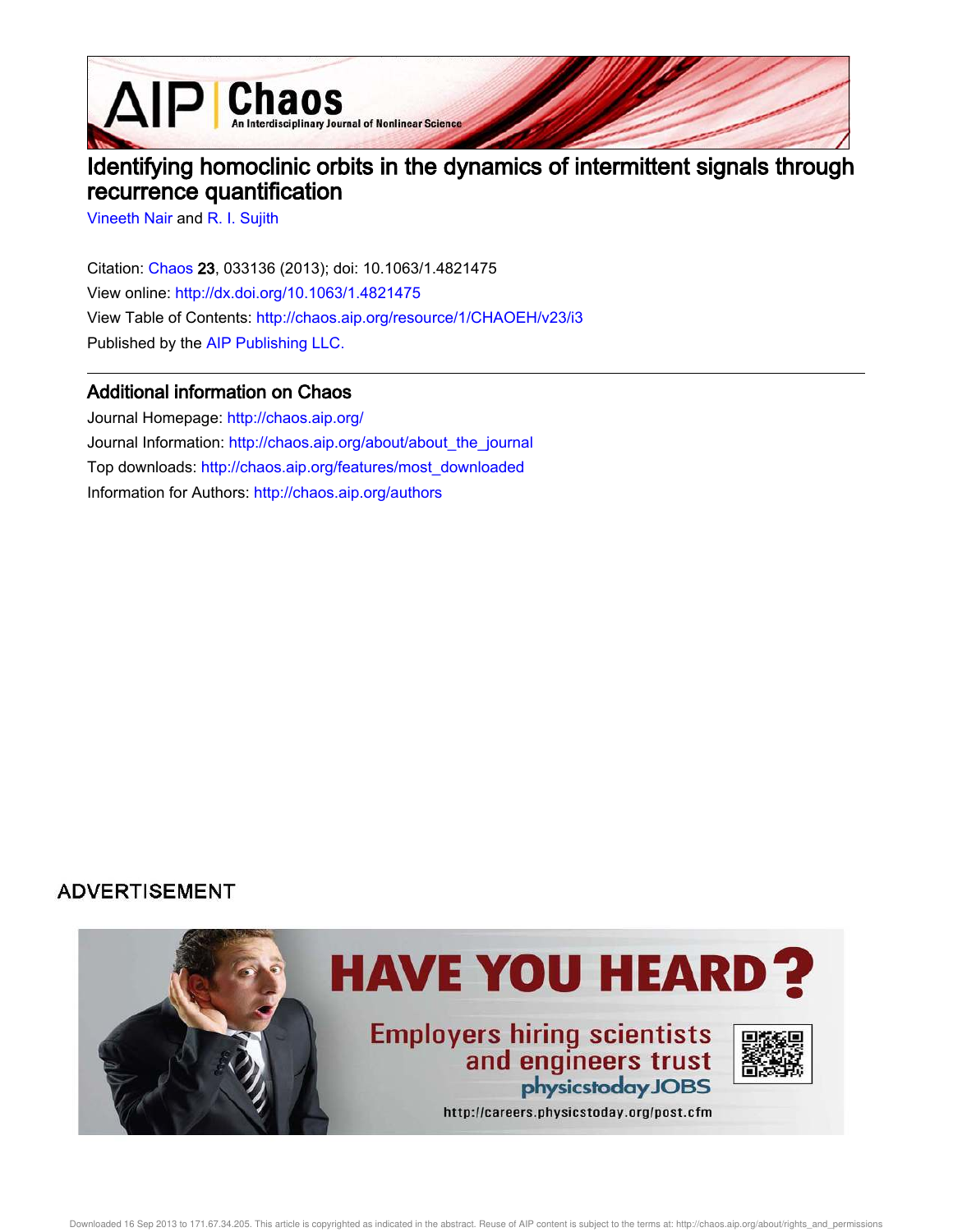# Identifying homoclinic orbits in the dynamics of intermittent signals through recurrence quantification

Vineeth Nair and R. I. Sujith

Citation: Chaos **23**, 033136 (2013); doi: 10.1063/1.4821475

View online: http://dx.doi.org/10.1063/1.4821475

View Table of Contents: http://chaos.aip.org/resource/1/CHAOEH/v23/i3

Published by the AIP Publishing LLC.

## Additional information on Chaos

Journal Homepage: http://chaos.aip.org/

Journal Information: http://chaos.aip.org/about/about_the_journal

Top downloads: http://chaos.aip.org/features/most_downloaded

Information for Authors: http://chaos.aip.org/authors

ADVERTISEMENT

HAVE YOU HEARD?

Employers hiring scientists and engineers trust physicstoday JOBS

http://careers.physicstoday.org/post.cfm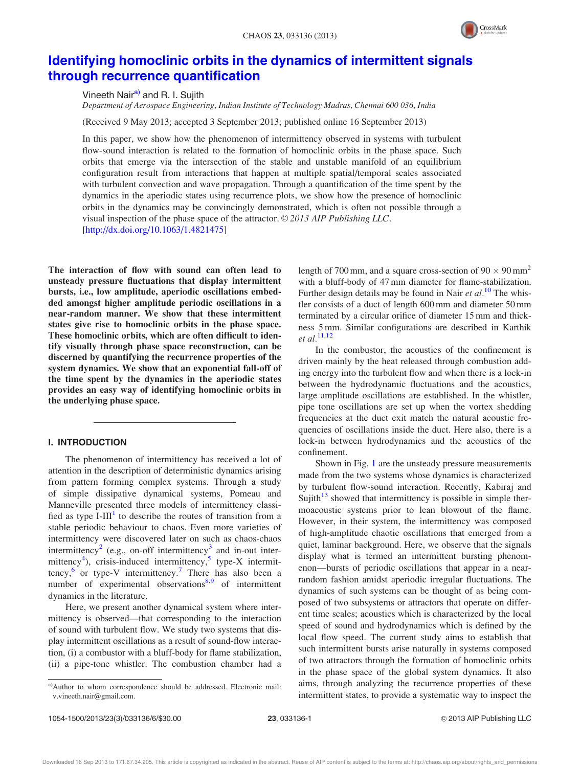# Identifying homoclinic orbits in the dynamics of intermittent signals through recurrence quantification

Vineeth Nair[a] and R. I. Sujith

*Department of Aerospace Engineering, Indian Institute of Technology Madras, Chennai 600 036, India*

(Received 9 May 2013; accepted 3 September 2013; published online 16 September 2013)

In this paper, we show how the phenomenon of intermittency observed in systems with turbulent flow-sound interaction is related to the formation of homoclinic orbits in the phase space. Such orbits that emerge via the intersection of the stable and unstable manifold of an equilibrium configuration result from interactions that happen at multiple spatial/temporal scales associated with turbulent convection and wave propagation. Through a quantification of the time spent by the dynamics in the aperiodic states using recurrence plots, we show how the presence of homoclinic orbits in the dynamics may be convincingly demonstrated, which is often not possible through a visual inspection of the phase space of the attractor. © *2013 AIP Publishing LLC*. [http://dx.doi.org/10.1063/1.4821475]

**The interaction of flow with sound can often lead to unsteady pressure fluctuations that display intermittent bursts, i.e., low amplitude, aperiodic oscillations embedded amongst higher amplitude periodic oscillations in a near-random manner. We show that these intermittent states give rise to homoclinic orbits in the phase space. These homoclinic orbits, which are often difficult to identify visually through phase space reconstruction, can be discerned by quantifying the recurrence properties of the system dynamics. We show that an exponential fall-off of the time spent by the dynamics in the aperiodic states provides an easy way of identifying homoclinic orbits in the underlying phase space.**

## I. INTRODUCTION

The phenomenon of intermittency has received a lot of attention in the description of deterministic dynamics arising from pattern forming complex systems. Through a study of simple dissipative dynamical systems, Pomeau and Manneville presented three models of intermittency classified as type I-III[1] to describe the routes of transition from a stable periodic behaviour to chaos. Even more varieties of intermittency were discovered later on such as chaos-chaos intermittency[2] (e.g., on-off intermittency[3] and in-out intermittency[4]), crisis-induced intermittency,[5] type-X intermittency,[6] or type-V intermittency.[7] There has also been a number of experimental observations[8,9] of intermittent dynamics in the literature.

Here, we present another dynamical system where intermittency is observed—that corresponding to the interaction of sound with turbulent flow. We study two systems that display intermittent oscillations as a result of sound-flow interaction, (i) a combustor with a bluff-body for flame stabilization, (ii) a pipe-tone whistler. The combustion chamber had a length of 700 mm, and a square cross-section of $90 \times 90\,\text{mm}^2$ with a bluff-body of 47 mm diameter for flame-stabilization. Further design details may be found in Nair *et al.*[10] The whistler consists of a duct of length 600 mm and diameter 50 mm terminated by a circular orifice of diameter 15 mm and thickness 5 mm. Similar configurations are described in Karthik *et al.*[11,12]

In the combustor, the acoustics of the confinement is driven mainly by the heat released through combustion adding energy into the turbulent flow and when there is a lock-in between the hydrodynamic fluctuations and the acoustics, large amplitude oscillations are established. In the whistler, pipe tone oscillations are set up when the vortex shedding frequencies at the duct exit match the natural acoustic frequencies of oscillations inside the duct. Here also, there is a lock-in between hydrodynamics and the acoustics of the confinement.

Shown in Fig. 1 are the unsteady pressure measurements made from the two systems whose dynamics is characterized by turbulent flow-sound interaction. Recently, Kabiraj and Sujith[13] showed that intermittency is possible in simple thermoacoustic systems prior to lean blowout of the flame. However, in their system, the intermittency was composed of high-amplitude chaotic oscillations that emerged from a quiet, laminar background. Here, we observe that the signals display what is termed an intermittent bursting phenomenon—bursts of periodic oscillations that appear in a near-random fashion amidst aperiodic irregular fluctuations. The dynamics of such systems can be thought of as being composed of two subsystems or attractors that operate on different time scales; acoustics which is characterized by the local speed of sound and hydrodynamics which is defined by the local flow speed. The current study aims to establish that such intermittent bursts arise naturally in systems composed of two attractors through the formation of homoclinic orbits in the phase space of the global system dynamics. It also aims, through analyzing the recurrence properties of these intermittent states, to provide a systematic way to inspect the

[a]Author to whom correspondence should be addressed. Electronic mail: v.vineeth.nair@gmail.com.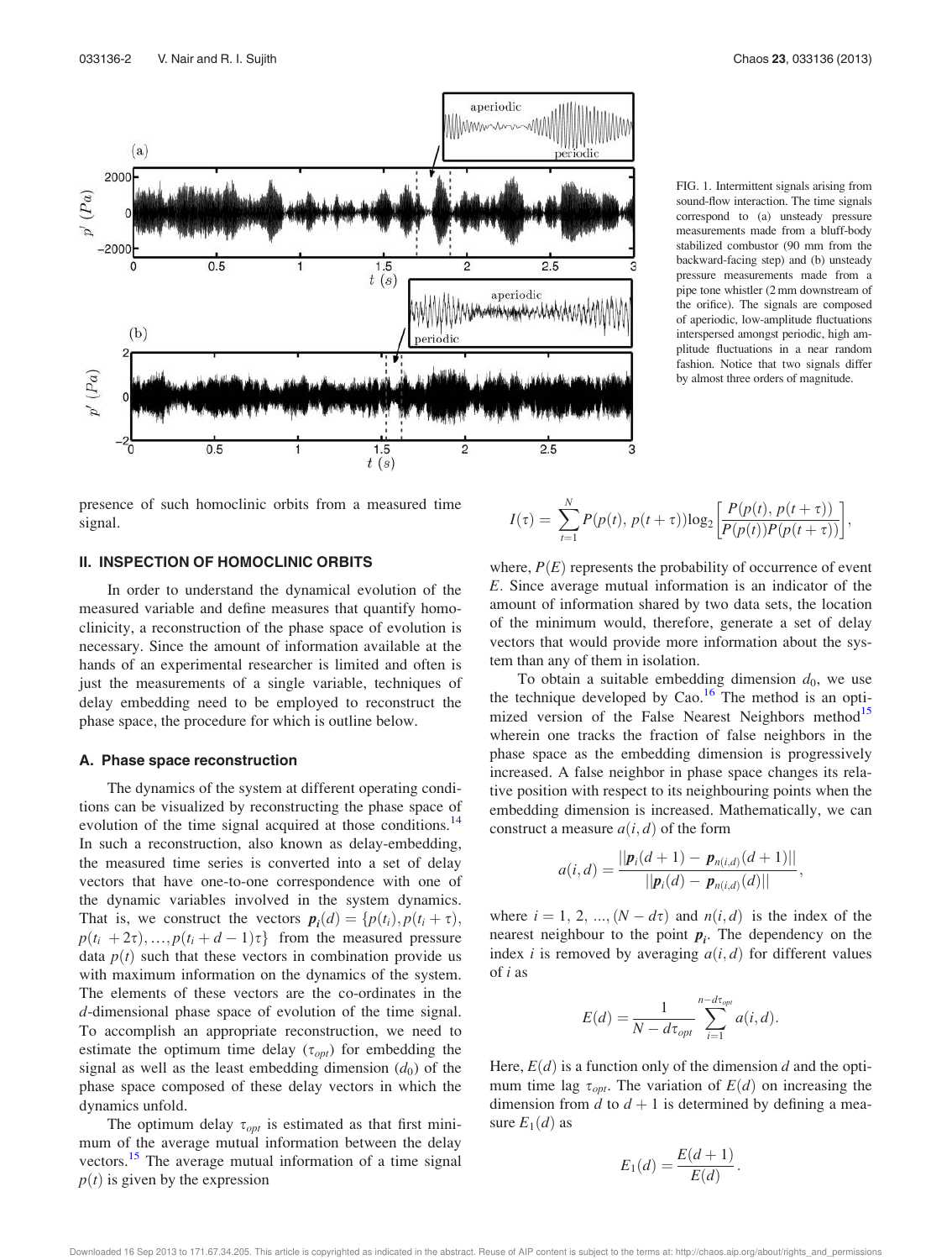FIG. 1. Intermittent signals arising from sound-flow interaction. The time signals correspond to (a) unsteady pressure measurements made from a bluff-body stabilized combustor (90 mm from the backward-facing step) and (b) unsteady pressure measurements made from a pipe tone whistler (2 mm downstream of the orifice). The signals are composed of aperiodic, low-amplitude fluctuations interspersed amongst periodic, high amplitude fluctuations in a near random fashion. Notice that two signals differ by almost three orders of magnitude.

presence of such homoclinic orbits from a measured time signal.

## II. INSPECTION OF HOMOCLINIC ORBITS

In order to understand the dynamical evolution of the measured variable and define measures that quantify homoclinicity, a reconstruction of the phase space of evolution is necessary. Since the amount of information available at the hands of an experimental researcher is limited and often is just the measurements of a single variable, techniques of delay embedding need to be employed to reconstruct the phase space, the procedure for which is outline below.

### A. Phase space reconstruction

The dynamics of the system at different operating conditions can be visualized by reconstructing the phase space of evolution of the time signal acquired at those conditions.[14] In such a reconstruction, also known as delay-embedding, the measured time series is converted into a set of delay vectors that have one-to-one correspondence with one of the dynamic variables involved in the system dynamics. That is, we construct the vectors $\boldsymbol{p_i}(d) = \{p(t_i), p(t_i + \tau), p(t_i + 2\tau), ..., p(t_i + d - 1)\tau\}$ from the measured pressure data $p(t)$ such that these vectors in combination provide us with maximum information on the dynamics of the system. The elements of these vectors are the co-ordinates in the $d$-dimensional phase space of evolution of the time signal. To accomplish an appropriate reconstruction, we need to estimate the optimum time delay ($\tau_{opt}$) for embedding the signal as well as the least embedding dimension ($d_0$) of the phase space composed of these delay vectors in which the dynamics unfold.

The optimum delay $\tau_{opt}$ is estimated as that first minimum of the average mutual information between the delay vectors.[15] The average mutual information of a time signal $p(t)$ is given by the expression

$$I(\tau) = \sum_{t=1}^{N} P(p(t), p(t+\tau)) \log_2 \left[ \frac{P(p(t), p(t+\tau))}{P(p(t))P(p(t+\tau))} \right],$$

where, $P(E)$ represents the probability of occurrence of event $E$. Since average mutual information is an indicator of the amount of information shared by two data sets, the location of the minimum would, therefore, generate a set of delay vectors that would provide more information about the system than any of them in isolation.

To obtain a suitable embedding dimension $d_0$, we use the technique developed by Cao.[16] The method is an optimized version of the False Nearest Neighbors method[15] wherein one tracks the fraction of false neighbors in the phase space as the embedding dimension is progressively increased. A false neighbor in phase space changes its relative position with respect to its neighbouring points when the embedding dimension is increased. Mathematically, we can construct a measure $a(i, d)$ of the form

$$a(i, d) = \frac{||\boldsymbol{p}_i(d+1) - \boldsymbol{p}_{n(i,d)}(d+1)||}{||\boldsymbol{p}_i(d) - \boldsymbol{p}_{n(i,d)}(d)||},$$

where $i = 1, 2, ..., (N - d\tau)$ and $n(i, d)$ is the index of the nearest neighbour to the point $\boldsymbol{p_i}$. The dependency on the index $i$ is removed by averaging $a(i, d)$ for different values of $i$ as

$$E(d) = \frac{1}{N - d\tau_{opt}} \sum_{i=1}^{n - d\tau_{opt}} a(i, d).$$

Here, $E(d)$ is a function only of the dimension $d$ and the optimum time lag $\tau_{opt}$. The variation of $E(d)$ on increasing the dimension from $d$ to $d+1$ is determined by defining a measure $E_1(d)$ as

$$E_1(d) = \frac{E(d+1)}{E(d)}.$$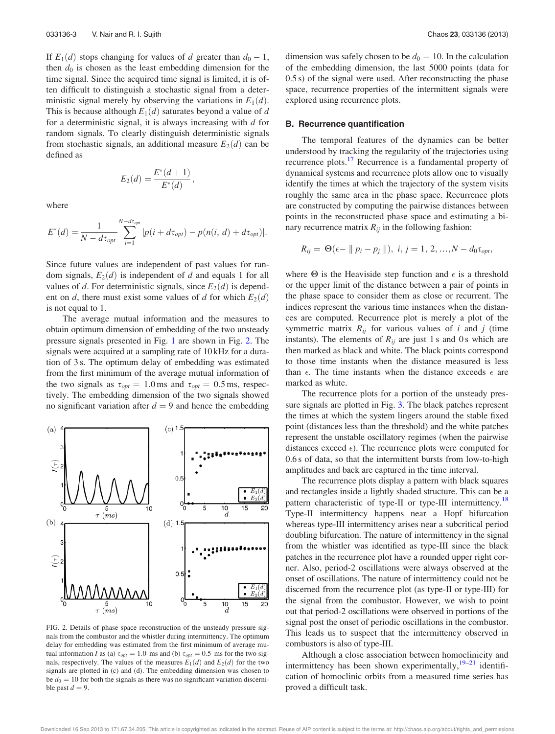If $E_1(d)$ stops changing for values of $d$ greater than $d_0 - 1$, then $d_0$ is chosen as the least embedding dimension for the time signal. Since the acquired time signal is limited, it is often difficult to distinguish a stochastic signal from a deterministic signal merely by observing the variations in $E_1(d)$. This is because although $E_1(d)$ saturates beyond a value of $d$ for a deterministic signal, it is always increasing with $d$ for random signals. To clearly distinguish deterministic signals from stochastic signals, an additional measure $E_2(d)$ can be defined as

$$E_2(d) = \frac{E^*(d+1)}{E^*(d)},$$

where

$$E^*(d) = \frac{1}{N - d\tau_{opt}} \sum_{i=1}^{N-d\tau_{opt}} |p(i + d\tau_{opt}) - p(n(i, d) + d\tau_{opt})|.$$

Since future values are independent of past values for random signals, $E_2(d)$ is independent of $d$ and equals 1 for all values of $d$. For deterministic signals, since $E_2(d)$ is dependent on $d$, there must exist some values of $d$ for which $E_2(d)$ is not equal to 1.

The average mutual information and the measures to obtain optimum dimension of embedding of the two unsteady pressure signals presented in Fig. 1 are shown in Fig. 2. The signals were acquired at a sampling rate of 10 kHz for a duration of 3 s. The optimum delay of embedding was estimated from the first minimum of the average mutual information of the two signals as $\tau_{opt} = 1.0$ ms and $\tau_{opt} = 0.5$ ms, respectively. The embedding dimension of the two signals showed no significant variation after $d = 9$ and hence the embedding dimension was safely chosen to be $d_0 = 10$. In the calculation of the embedding dimension, the last 5000 points (data for 0.5 s) of the signal were used. After reconstructing the phase space, recurrence properties of the intermittent signals were explored using recurrence plots.

FIG. 2. Details of phase space reconstruction of the unsteady pressure signals from the combustor and the whistler during intermittency. The optimum delay for embedding was estimated from the first minimum of average mutual information $I$ as (a) $\tau_{opt} = 1.0$ ms and (b) $\tau_{opt} = 0.5$ ms for the two signals, respectively. The values of the measures $E_1(d)$ and $E_2(d)$ for the two signals are plotted in (c) and (d). The embedding dimension was chosen to be $d_0 = 10$ for both the signals as there was no significant variation discernible past $d = 9$.

### B. Recurrence quantification

The temporal features of the dynamics can be better understood by tracking the regularity of the trajectories using recurrence plots.[17] Recurrence is a fundamental property of dynamical systems and recurrence plots allow one to visually identify the times at which the trajectory of the system visits roughly the same area in the phase space. Recurrence plots are constructed by computing the pairwise distances between points in the reconstructed phase space and estimating a binary recurrence matrix $R_{ij}$ in the following fashion:

$$R_{ij} = \Theta(\epsilon - \| p_i - p_j \|), \ i, j = 1, 2, \ldots, N - d_0\tau_{opt},$$

where $\Theta$ is the Heaviside step function and $\epsilon$ is a threshold or the upper limit of the distance between a pair of points in the phase space to consider them as close or recurrent. The indices represent the various time instances when the distances are computed. Recurrence plot is merely a plot of the symmetric matrix $R_{ij}$ for various values of $i$ and $j$ (time instants). The elements of $R_{ij}$ are just 1 s and 0 s which are then marked as black and white. The black points correspond to those time instants when the distance measured is less than $\epsilon$. The time instants when the distance exceeds $\epsilon$ are marked as white.

The recurrence plots for a portion of the unsteady pressure signals are plotted in Fig. 3. The black patches represent the times at which the system lingers around the stable fixed point (distances less than the threshold) and the white patches represent the unstable oscillatory regimes (when the pairwise distances exceed $\epsilon$). The recurrence plots were computed for 0.6 s of data, so that the intermittent bursts from low-to-high amplitudes and back are captured in the time interval.

The recurrence plots display a pattern with black squares and rectangles inside a lightly shaded structure. This can be a pattern characteristic of type-II or type-III intermittency.[18] Type-II intermittency happens near a Hopf bifurcation whereas type-III intermittency arises near a subcritical period doubling bifurcation. The nature of intermittency in the signal from the whistler was identified as type-III since the black patches in the recurrence plot have a rounded upper right corner. Also, period-2 oscillations were always observed at the onset of oscillations. The nature of intermittency could not be discerned from the recurrence plot (as type-II or type-III) for the signal from the combustor. However, we wish to point out that period-2 oscillations were observed in portions of the signal post the onset of periodic oscillations in the combustor. This leads us to suspect that the intermittency observed in combustors is also of type-III.

Although a close association between homoclinicity and intermittency has been shown experimentally,[19–21] identification of homoclinic orbits from a measured time series has proved a difficult task.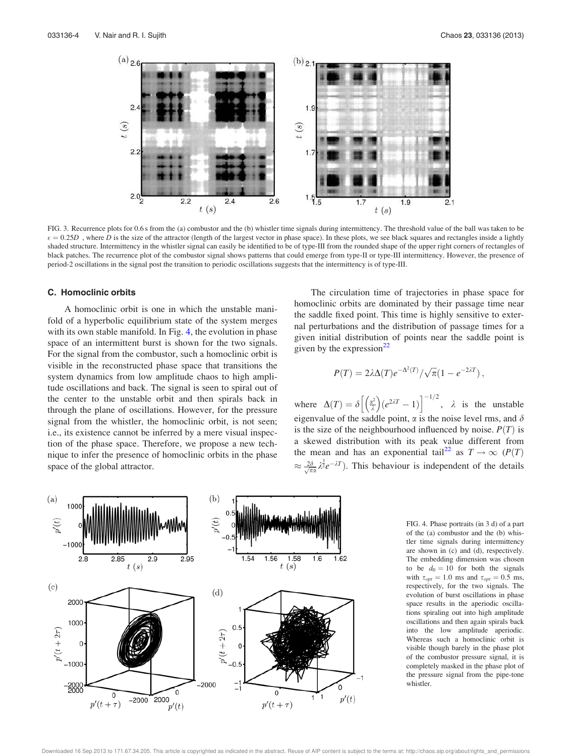FIG. 3. Recurrence plots for 0.6 s from the (a) combustor and the (b) whistler time signals during intermittency. The threshold value of the ball was taken to be $\epsilon = 0.25D$ , where $D$ is the size of the attractor (length of the largest vector in phase space). In these plots, we see black squares and rectangles inside a lightly shaded structure. Intermittency in the whistler signal can easily be identified to be of type-III from the rounded shape of the upper right corners of rectangles of black patches. The recurrence plot of the combustor signal shows patterns that could emerge from type-II or type-III intermittency. However, the presence of period-2 oscillations in the signal post the transition to periodic oscillations suggests that the intermittency is of type-III.

### C. Homoclinic orbits

A homoclinic orbit is one in which the unstable manifold of a hyperbolic equilibrium state of the system merges with its own stable manifold. In Fig. 4, the evolution in phase space of an intermittent burst is shown for the two signals. For the signal from the combustor, such a homoclinic orbit is visible in the reconstructed phase space that transitions the system dynamics from low amplitude chaos to high amplitude oscillations and back. The signal is seen to spiral out of the center to the unstable orbit and then spirals back in through the plane of oscillations. However, for the pressure signal from the whistler, the homoclinic orbit, is not seen; i.e., its existence cannot be inferred by a mere visual inspection of the phase space. Therefore, we propose a new technique to infer the presence of homoclinic orbits in the phase space of the global attractor.

The circulation time of trajectories in phase space for homoclinic orbits are dominated by their passage time near the saddle fixed point. This time is highly sensitive to external perturbations and the distribution of passage times for a given initial distribution of points near the saddle point is given by the expression[22]

$$P(T) = 2\lambda\Delta(T)e^{-\Delta^2(T)}/\sqrt{\pi}(1-e^{-2\lambda T}),$$

where $\Delta(T) = \delta\left[\left(\frac{\alpha^2}{\lambda}\right)(e^{2\lambda T}-1)\right]^{-1/2}$, $\lambda$ is the unstable eigenvalue of the saddle point, $\alpha$ is the noise level rms, and $\delta$ is the size of the neighbourhood influenced by noise. $P(T)$ is a skewed distribution with its peak value different from the mean and has an exponential tail[22] as $T \to \infty$ ($P(T) \approx \frac{2\delta}{\sqrt{\pi}\alpha}\lambda^{\frac{3}{2}}e^{-\lambda T}$). This behaviour is independent of the details

FIG. 4. Phase portraits (in 3 d) of a part of the (a) combustor and the (b) whistler time signals during intermittency are shown in (c) and (d), respectively. The embedding dimension was chosen to be $d_0 = 10$ for both the signals with $\tau_{opt} = 1.0$ ms and $\tau_{opt} = 0.5$ ms, respectively, for the two signals. The evolution of burst oscillations in phase space results in the aperiodic oscillations spiraling out into high amplitude oscillations and then again spirals back into the low amplitude aperiodic. Whereas such a homoclinic orbit is visible though barely in the phase plot of the combustor pressure signal, it is completely masked in the phase plot of the pressure signal from the pipe-tone whistler.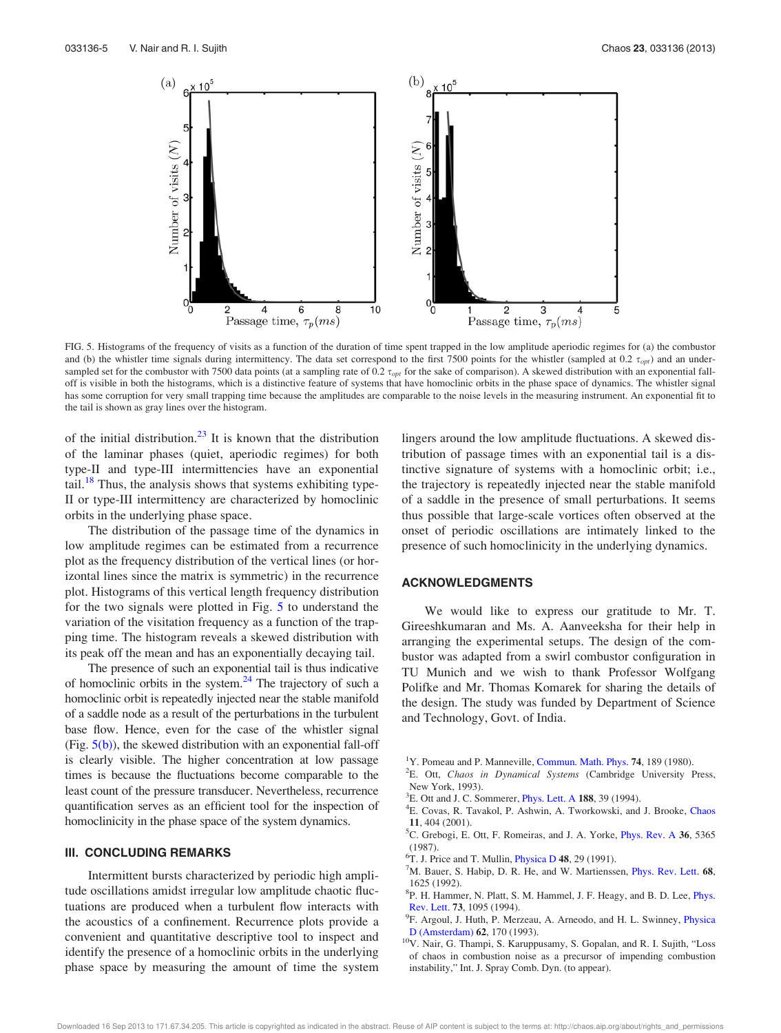(a)

x 10^5

6
5
4
3
2
1
0

Number of visits ($N$)

0 2 4 6 8 10

Passage time, $\tau_p(ms)$

(b)

x 10^5

8
7
6
5
4
3
2
1
0

Number of visits ($N$)

0 1 2 3 4 5

Passage time, $\tau_p(ms)$

FIG. 5. Histograms of the frequency of visits as a function of the duration of time spent trapped in the low amplitude aperiodic regimes for (a) the combustor and (b) the whistler time signals during intermittency. The data set correspond to the first 7500 points for the whistler (sampled at 0.2 $\tau_{opt}$) and an undersampled set for the combustor with 7500 data points (at a sampling rate of 0.2 $\tau_{opt}$ for the sake of comparison). A skewed distribution with an exponential falloff is visible in both the histograms, which is a distinctive feature of systems that have homoclinic orbits in the phase space of dynamics. The whistler signal has some corruption for very small trapping time because the amplitudes are comparable to the noise levels in the measuring instrument. An exponential fit to the tail is shown as gray lines over the histogram.

of the initial distribution.[23] It is known that the distribution of the laminar phases (quiet, aperiodic regimes) for both type-II and type-III intermittencies have an exponential tail.[18] Thus, the analysis shows that systems exhibiting type-II or type-III intermittency are characterized by homoclinic orbits in the underlying phase space.

The distribution of the passage time of the dynamics in low amplitude regimes can be estimated from a recurrence plot as the frequency distribution of the vertical lines (or horizontal lines since the matrix is symmetric) in the recurrence plot. Histograms of this vertical length frequency distribution for the two signals were plotted in Fig. 5 to understand the variation of the visitation frequency as a function of the trapping time. The histogram reveals a skewed distribution with its peak off the mean and has an exponentially decaying tail.

The presence of such an exponential tail is thus indicative of homoclinic orbits in the system.[24] The trajectory of such a homoclinic orbit is repeatedly injected near the stable manifold of a saddle node as a result of the perturbations in the turbulent base flow. Hence, even for the case of the whistler signal (Fig. 5(b)), the skewed distribution with an exponential fall-off is clearly visible. The higher concentration at low passage times is because the fluctuations become comparable to the least count of the pressure transducer. Nevertheless, recurrence quantification serves as an efficient tool for the inspection of homoclinicity in the phase space of the system dynamics.

## III. CONCLUDING REMARKS

Intermittent bursts characterized by periodic high amplitude oscillations amidst irregular low amplitude chaotic fluctuations are produced when a turbulent flow interacts with the acoustics of a confinement. Recurrence plots provide a convenient and quantitative descriptive tool to inspect and identify the presence of a homoclinic orbits in the underlying phase space by measuring the amount of time the system lingers around the low amplitude fluctuations. A skewed distribution of passage times with an exponential tail is a distinctive signature of systems with a homoclinic orbit; i.e., the trajectory is repeatedly injected near the stable manifold of a saddle in the presence of small perturbations. It seems thus possible that large-scale vortices often observed at the onset of periodic oscillations are intimately linked to the presence of such homoclinicity in the underlying dynamics.

## ACKNOWLEDGMENTS

We would like to express our gratitude to Mr. T. Gireeshkumaran and Ms. A. Aanveeksha for their help in arranging the experimental setups. The design of the combustor was adapted from a swirl combustor configuration in TU Munich and we wish to thank Professor Wolfgang Polifke and Mr. Thomas Komarek for sharing the details of the design. The study was funded by Department of Science and Technology, Govt. of India.

[1] Y. Pomeau and P. Manneville, Commun. Math. Phys. **74**, 189 (1980).
[2] E. Ott, *Chaos in Dynamical Systems* (Cambridge University Press, New York, 1993).
[3] E. Ott and J. C. Sommerer, Phys. Lett. A **188**, 39 (1994).
[4] E. Covas, R. Tavakol, P. Ashwin, A. Tworkowski, and J. Brooke, Chaos **11**, 404 (2001).
[5] C. Grebogi, E. Ott, F. Romeiras, and J. A. Yorke, Phys. Rev. A **36**, 5365 (1987).
[6] T. J. Price and T. Mullin, Physica D **48**, 29 (1991).
[7] M. Bauer, S. Habip, D. R. He, and W. Martienssen, Phys. Rev. Lett. **68**, 1625 (1992).
[8] P. H. Hammer, N. Platt, S. M. Hammel, J. F. Heagy, and B. D. Lee, Phys. Rev. Lett. **73**, 1095 (1994).
[9] F. Argoul, J. Huth, P. Merzeau, A. Arneodo, and H. L. Swinney, Physica D (Amsterdam) **62**, 170 (1993).
[10] V. Nair, G. Thampi, S. Karuppusamy, S. Gopalan, and R. I. Sujith, "Loss of chaos in combustion noise as a precursor of impending combustion instability," Int. J. Spray Comb. Dyn. (to appear).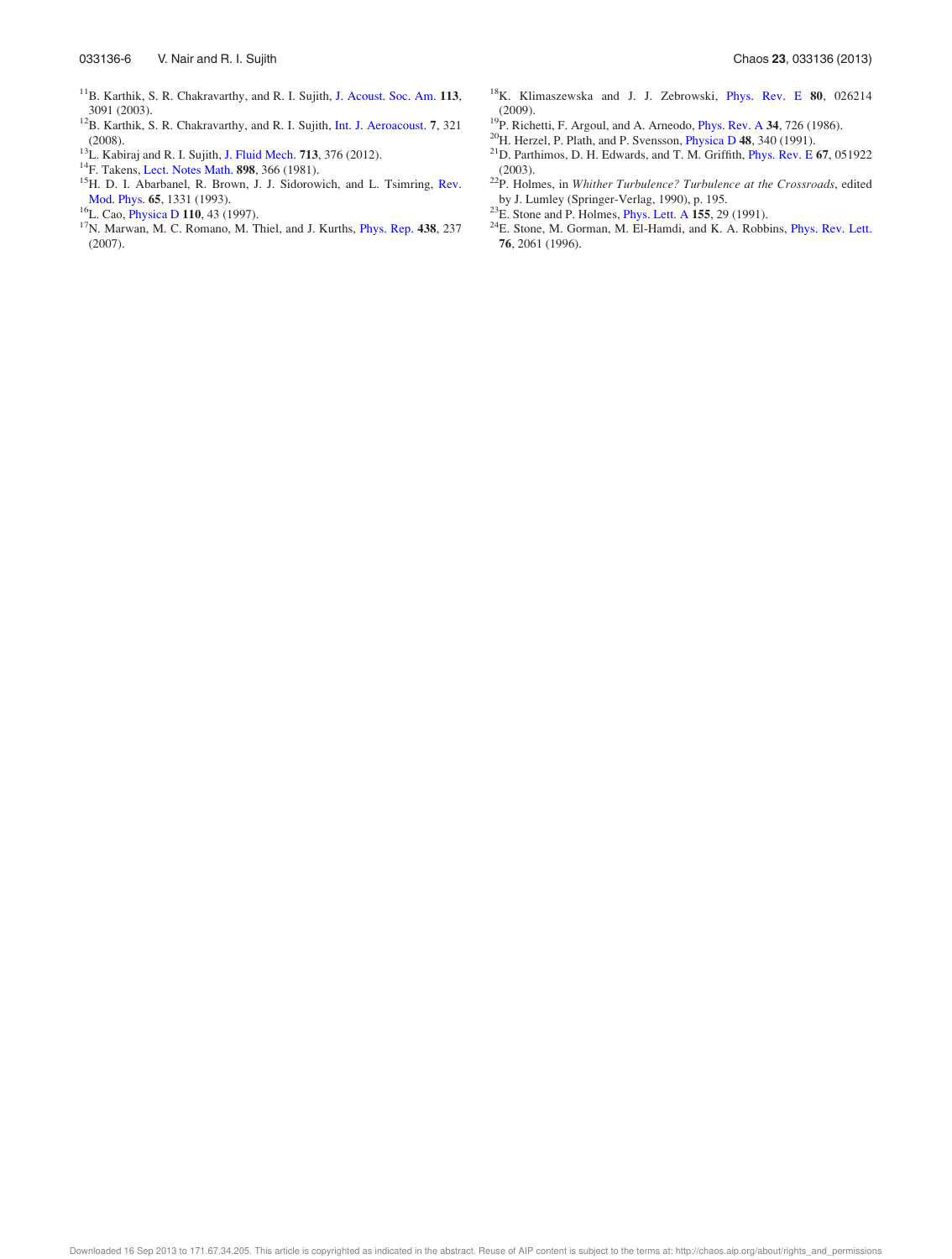[11] B. Karthik, S. R. Chakravarthy, and R. I. Sujith, J. Acoust. Soc. Am. **113**, 3091 (2003).

[12] B. Karthik, S. R. Chakravarthy, and R. I. Sujith, Int. J. Aeroacoust. **7**, 321 (2008).

[13] L. Kabiraj and R. I. Sujith, J. Fluid Mech. **713**, 376 (2012).

[14] F. Takens, Lect. Notes Math. **898**, 366 (1981).

[15] H. D. I. Abarbanel, R. Brown, J. J. Sidorowich, and L. Tsimring, Rev. Mod. Phys. **65**, 1331 (1993).

[16] L. Cao, Physica D **110**, 43 (1997).

[17] N. Marwan, M. C. Romano, M. Thiel, and J. Kurths, Phys. Rep. **438**, 237 (2007).

[18] K. Klimaszewska and J. J. Zebrowski, Phys. Rev. E **80**, 026214 (2009).

[19] P. Richetti, F. Argoul, and A. Arneodo, Phys. Rev. A **34**, 726 (1986).

[20] H. Herzel, P. Plath, and P. Svensson, Physica D **48**, 340 (1991).

[21] D. Parthimos, D. H. Edwards, and T. M. Griffith, Phys. Rev. E **67**, 051922 (2003).

[22] P. Holmes, in *Whither Turbulence? Turbulence at the Crossroads*, edited by J. Lumley (Springer-Verlag, 1990), p. 195.

[23] E. Stone and P. Holmes, Phys. Lett. A **155**, 29 (1991).

[24] E. Stone, M. Gorman, M. El-Hamdi, and K. A. Robbins, Phys. Rev. Lett. **76**, 2061 (1996).